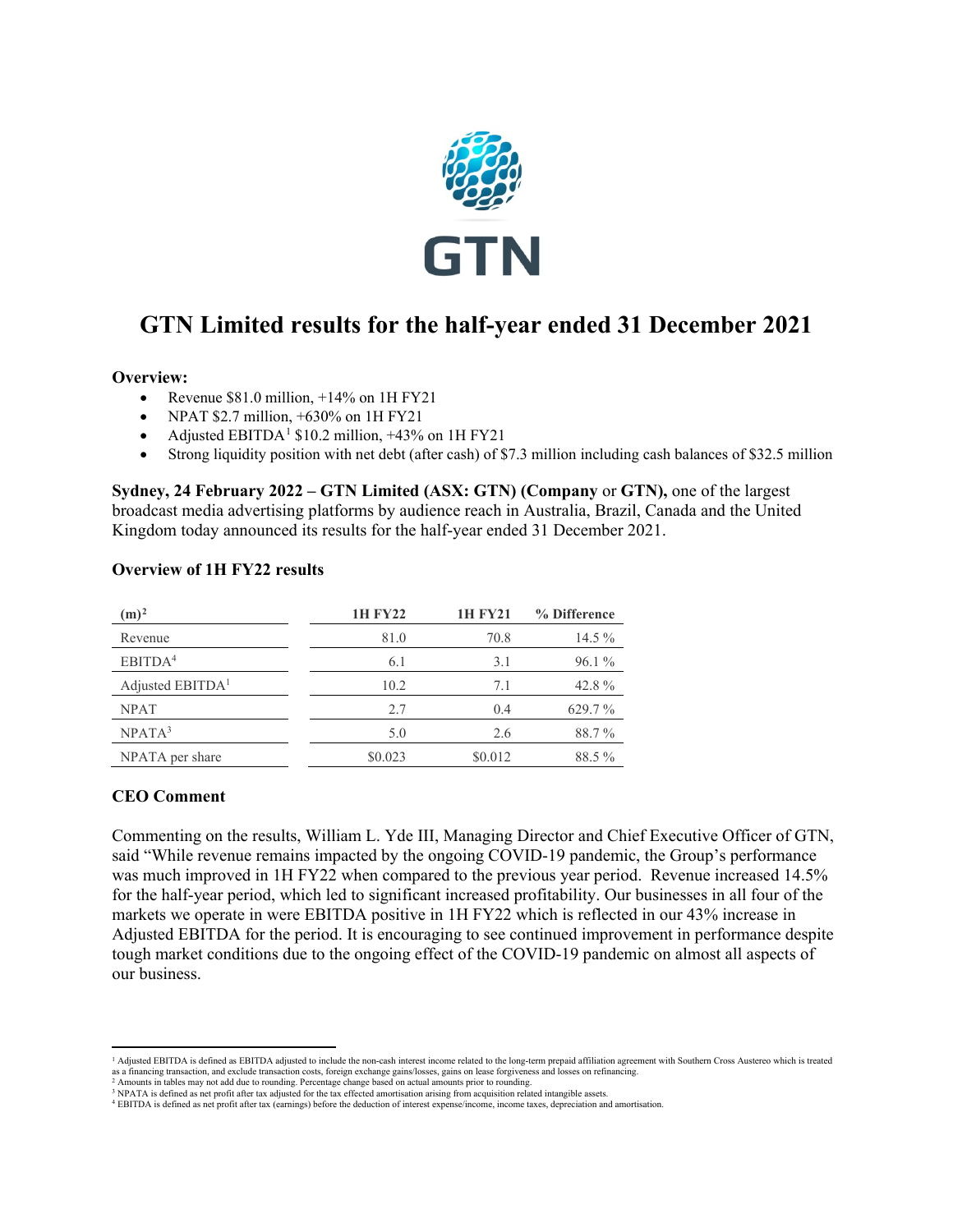GTN

# GTN Limited results for the half-year ended 31 December 2021

**Overview:**

- Revenue \$81.0 million, +14% on 1H FY21
- NPAT \$2.7 million, +630% on 1H FY21
- Adjusted EBITDA[1] \$10.2 million, +43% on 1H FY21
- Strong liquidity position with net debt (after cash) of \$7.3 million including cash balances of \$32.5 million

**Sydney, 24 February 2022 – GTN Limited (ASX: GTN) (Company** or **GTN),** one of the largest broadcast media advertising platforms by audience reach in Australia, Brazil, Canada and the United Kingdom today announced its results for the half-year ended 31 December 2021.

### Overview of 1H FY22 results

| (m)[2] | 1H FY22 | 1H FY21 | % Difference |
|---|---|---|---|
| Revenue | 81.0 | 70.8 | 14.5 % |
| EBITDA[4] | 6.1 | 3.1 | 96.1 % |
| Adjusted EBITDA[1] | 10.2 | 7.1 | 42.8 % |
| NPAT | 2.7 | 0.4 | 629.7 % |
| NPATA[3] | 5.0 | 2.6 | 88.7 % |
| NPATA per share | \$0.023 | \$0.012 | 88.5 % |

### CEO Comment

Commenting on the results, William L. Yde III, Managing Director and Chief Executive Officer of GTN, said "While revenue remains impacted by the ongoing COVID-19 pandemic, the Group's performance was much improved in 1H FY22 when compared to the previous year period. Revenue increased 14.5% for the half-year period, which led to significant increased profitability. Our businesses in all four of the markets we operate in were EBITDA positive in 1H FY22 which is reflected in our 43% increase in Adjusted EBITDA for the period. It is encouraging to see continued improvement in performance despite tough market conditions due to the ongoing effect of the COVID-19 pandemic on almost all aspects of our business.

---

[1] Adjusted EBITDA is defined as EBITDA adjusted to include the non-cash interest income related to the long-term prepaid affiliation agreement with Southern Cross Austereo which is treated as a financing transaction, and exclude transaction costs, foreign exchange gains/losses, gains on lease forgiveness and losses on refinancing.

[2] Amounts in tables may not add due to rounding. Percentage change based on actual amounts prior to rounding.

[3] NPATA is defined as net profit after tax adjusted for the tax effected amortisation arising from acquisition related intangible assets.

[4] EBITDA is defined as net profit after tax (earnings) before the deduction of interest expense/income, income taxes, depreciation and amortisation.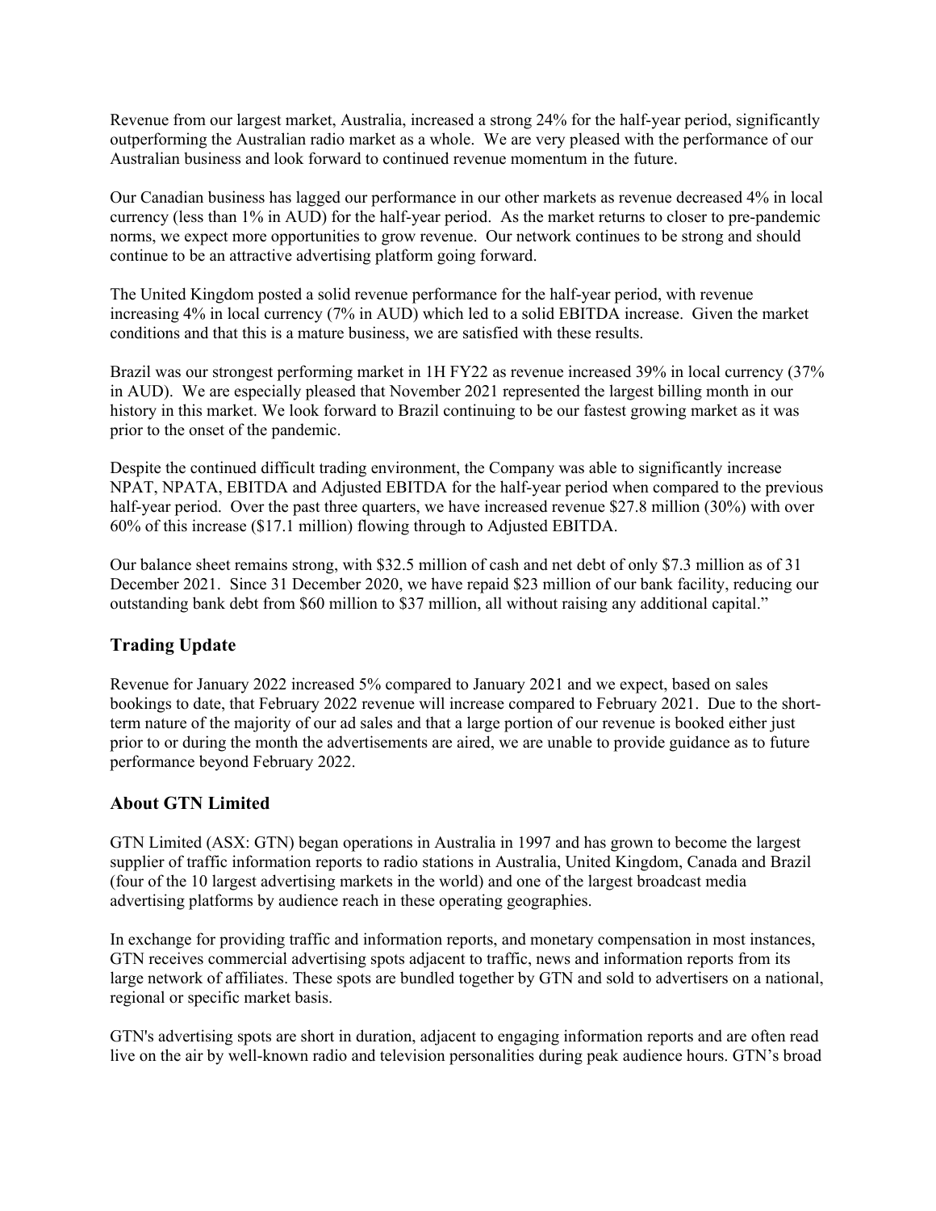Revenue from our largest market, Australia, increased a strong 24% for the half-year period, significantly outperforming the Australian radio market as a whole. We are very pleased with the performance of our Australian business and look forward to continued revenue momentum in the future.

Our Canadian business has lagged our performance in our other markets as revenue decreased 4% in local currency (less than 1% in AUD) for the half-year period. As the market returns to closer to pre-pandemic norms, we expect more opportunities to grow revenue. Our network continues to be strong and should continue to be an attractive advertising platform going forward.

The United Kingdom posted a solid revenue performance for the half-year period, with revenue increasing 4% in local currency (7% in AUD) which led to a solid EBITDA increase. Given the market conditions and that this is a mature business, we are satisfied with these results.

Brazil was our strongest performing market in 1H FY22 as revenue increased 39% in local currency (37% in AUD). We are especially pleased that November 2021 represented the largest billing month in our history in this market. We look forward to Brazil continuing to be our fastest growing market as it was prior to the onset of the pandemic.

Despite the continued difficult trading environment, the Company was able to significantly increase NPAT, NPATA, EBITDA and Adjusted EBITDA for the half-year period when compared to the previous half-year period. Over the past three quarters, we have increased revenue $27.8 million (30%) with over 60% of this increase ($17.1 million) flowing through to Adjusted EBITDA.

Our balance sheet remains strong, with $32.5 million of cash and net debt of only $7.3 million as of 31 December 2021. Since 31 December 2020, we have repaid $23 million of our bank facility, reducing our outstanding bank debt from $60 million to $37 million, all without raising any additional capital."

## Trading Update

Revenue for January 2022 increased 5% compared to January 2021 and we expect, based on sales bookings to date, that February 2022 revenue will increase compared to February 2021. Due to the short-term nature of the majority of our ad sales and that a large portion of our revenue is booked either just prior to or during the month the advertisements are aired, we are unable to provide guidance as to future performance beyond February 2022.

## About GTN Limited

GTN Limited (ASX: GTN) began operations in Australia in 1997 and has grown to become the largest supplier of traffic information reports to radio stations in Australia, United Kingdom, Canada and Brazil (four of the 10 largest advertising markets in the world) and one of the largest broadcast media advertising platforms by audience reach in these operating geographies.

In exchange for providing traffic and information reports, and monetary compensation in most instances, GTN receives commercial advertising spots adjacent to traffic, news and information reports from its large network of affiliates. These spots are bundled together by GTN and sold to advertisers on a national, regional or specific market basis.

GTN's advertising spots are short in duration, adjacent to engaging information reports and are often read live on the air by well-known radio and television personalities during peak audience hours. GTN's broad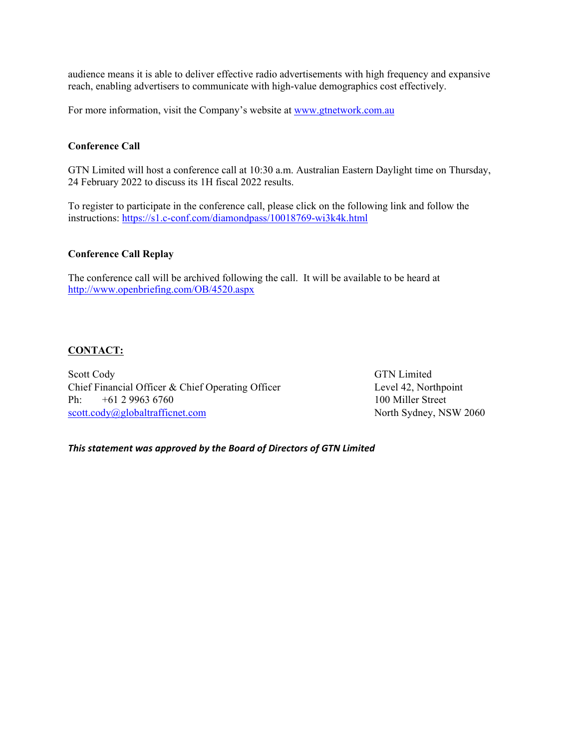audience means it is able to deliver effective radio advertisements with high frequency and expansive reach, enabling advertisers to communicate with high-value demographics cost effectively.

For more information, visit the Company's website at [www.gtnetwork.com.au](http://www.gtnetwork.com.au)

**Conference Call**

GTN Limited will host a conference call at 10:30 a.m. Australian Eastern Daylight time on Thursday, 24 February 2022 to discuss its 1H fiscal 2022 results.

To register to participate in the conference call, please click on the following link and follow the instructions: [https://s1.c-conf.com/diamondpass/10018769-wi3k4k.html](https://s1.c-conf.com/diamondpass/10018769-wi3k4k.html)

**Conference Call Replay**

The conference call will be archived following the call. It will be available to be heard at [http://www.openbriefing.com/OB/4520.aspx](http://www.openbriefing.com/OB/4520.aspx)

**CONTACT:**

Scott Cody
Chief Financial Officer & Chief Operating Officer
Ph: +61 2 9963 6760
[scott.cody@globaltrafficnet.com](mailto:scott.cody@globaltrafficnet.com)

GTN Limited
Level 42, Northpoint
100 Miller Street
North Sydney, NSW 2060

***This statement was approved by the Board of Directors of GTN Limited***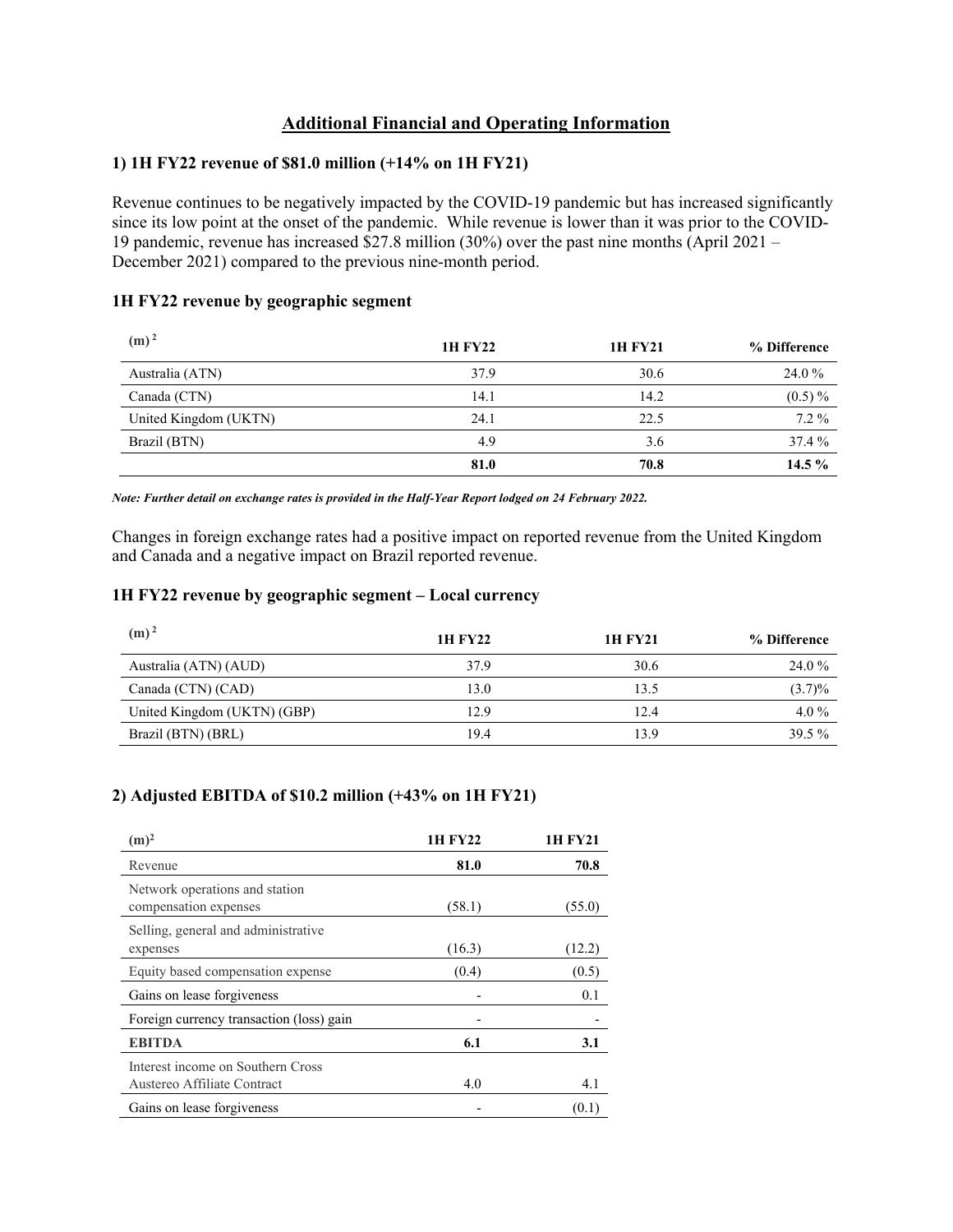# Additional Financial and Operating Information

## 1) 1H FY22 revenue of $81.0 million (+14% on 1H FY21)

Revenue continues to be negatively impacted by the COVID-19 pandemic but has increased significantly since its low point at the onset of the pandemic. While revenue is lower than it was prior to the COVID-19 pandemic, revenue has increased $27.8 million (30%) over the past nine months (April 2021 – December 2021) compared to the previous nine-month period.

### 1H FY22 revenue by geographic segment

| (m)[2] | 1H FY22 | 1H FY21 | % Difference |
|---|---|---|---|
| Australia (ATN) | 37.9 | 30.6 | 24.0 % |
| Canada (CTN) | 14.1 | 14.2 | (0.5) % |
| United Kingdom (UKTN) | 24.1 | 22.5 | 7.2 % |
| Brazil (BTN) | 4.9 | 3.6 | 37.4 % |
| | **81.0** | **70.8** | **14.5 %** |

***Note: Further detail on exchange rates is provided in the Half-Year Report lodged on 24 February 2022.***

Changes in foreign exchange rates had a positive impact on reported revenue from the United Kingdom and Canada and a negative impact on Brazil reported revenue.

### 1H FY22 revenue by geographic segment – Local currency

| (m)[2] | 1H FY22 | 1H FY21 | % Difference |
|---|---|---|---|
| Australia (ATN) (AUD) | 37.9 | 30.6 | 24.0 % |
| Canada (CTN) (CAD) | 13.0 | 13.5 | (3.7)% |
| United Kingdom (UKTN) (GBP) | 12.9 | 12.4 | 4.0 % |
| Brazil (BTN) (BRL) | 19.4 | 13.9 | 39.5 % |

## 2) Adjusted EBITDA of $10.2 million (+43% on 1H FY21)

| (m)[2] | 1H FY22 | 1H FY21 |
|---|---|---|
| Revenue | **81.0** | **70.8** |
| Network operations and station compensation expenses | (58.1) | (55.0) |
| Selling, general and administrative expenses | (16.3) | (12.2) |
| Equity based compensation expense | (0.4) | (0.5) |
| Gains on lease forgiveness | - | 0.1 |
| Foreign currency transaction (loss) gain | - | - |
| **EBITDA** | **6.1** | **3.1** |
| Interest income on Southern Cross Austereo Affiliate Contract | 4.0 | 4.1 |
| Gains on lease forgiveness | - | (0.1) |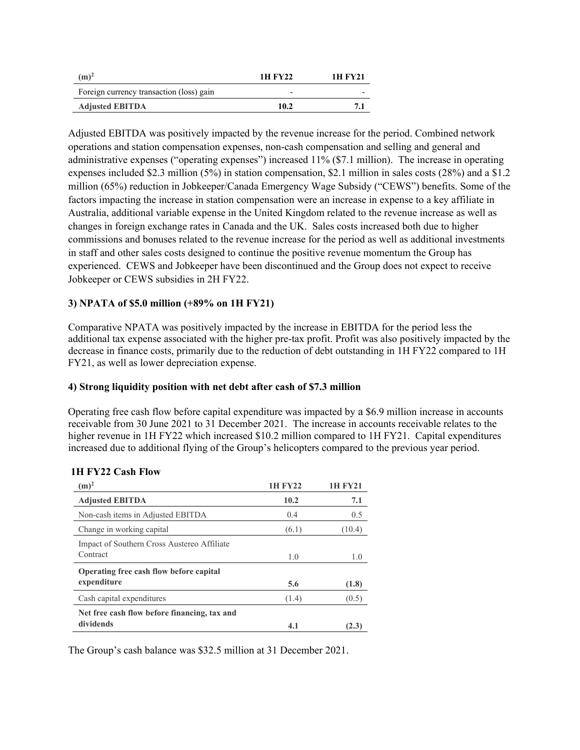| (m)[2] | 1H FY22 | 1H FY21 |
| --- | --- | --- |
| Foreign currency transaction (loss) gain | - | - |
| **Adjusted EBITDA** | **10.2** | **7.1** |

Adjusted EBITDA was positively impacted by the revenue increase for the period. Combined network operations and station compensation expenses, non-cash compensation and selling and general and administrative expenses ("operating expenses") increased 11% ($7.1 million). The increase in operating expenses included $2.3 million (5%) in station compensation, $2.1 million in sales costs (28%) and a $1.2 million (65%) reduction in Jobkeeper/Canada Emergency Wage Subsidy ("CEWS") benefits. Some of the factors impacting the increase in station compensation were an increase in expense to a key affiliate in Australia, additional variable expense in the United Kingdom related to the revenue increase as well as changes in foreign exchange rates in Canada and the UK. Sales costs increased both due to higher commissions and bonuses related to the revenue increase for the period as well as additional investments in staff and other sales costs designed to continue the positive revenue momentum the Group has experienced. CEWS and Jobkeeper have been discontinued and the Group does not expect to receive Jobkeeper or CEWS subsidies in 2H FY22.

**3) NPATA of $5.0 million (+89% on 1H FY21)**

Comparative NPATA was positively impacted by the increase in EBITDA for the period less the additional tax expense associated with the higher pre-tax profit. Profit was also positively impacted by the decrease in finance costs, primarily due to the reduction of debt outstanding in 1H FY22 compared to 1H FY21, as well as lower depreciation expense.

**4) Strong liquidity position with net debt after cash of $7.3 million**

Operating free cash flow before capital expenditure was impacted by a $6.9 million increase in accounts receivable from 30 June 2021 to 31 December 2021. The increase in accounts receivable relates to the higher revenue in 1H FY22 which increased $10.2 million compared to 1H FY21. Capital expenditures increased due to additional flying of the Group's helicopters compared to the previous year period.

**1H FY22 Cash Flow**

| (m)[2] | 1H FY22 | 1H FY21 |
| --- | --- | --- |
| **Adjusted EBITDA** | **10.2** | **7.1** |
| Non-cash items in Adjusted EBITDA | 0.4 | 0.5 |
| Change in working capital | (6.1) | (10.4) |
| Impact of Southern Cross Austereo Affiliate Contract | 1.0 | 1.0 |
| **Operating free cash flow before capital expenditure** | **5.6** | **(1.8)** |
| Cash capital expenditures | (1.4) | (0.5) |
| **Net free cash flow before financing, tax and dividends** | **4.1** | **(2.3)** |

The Group's cash balance was $32.5 million at 31 December 2021.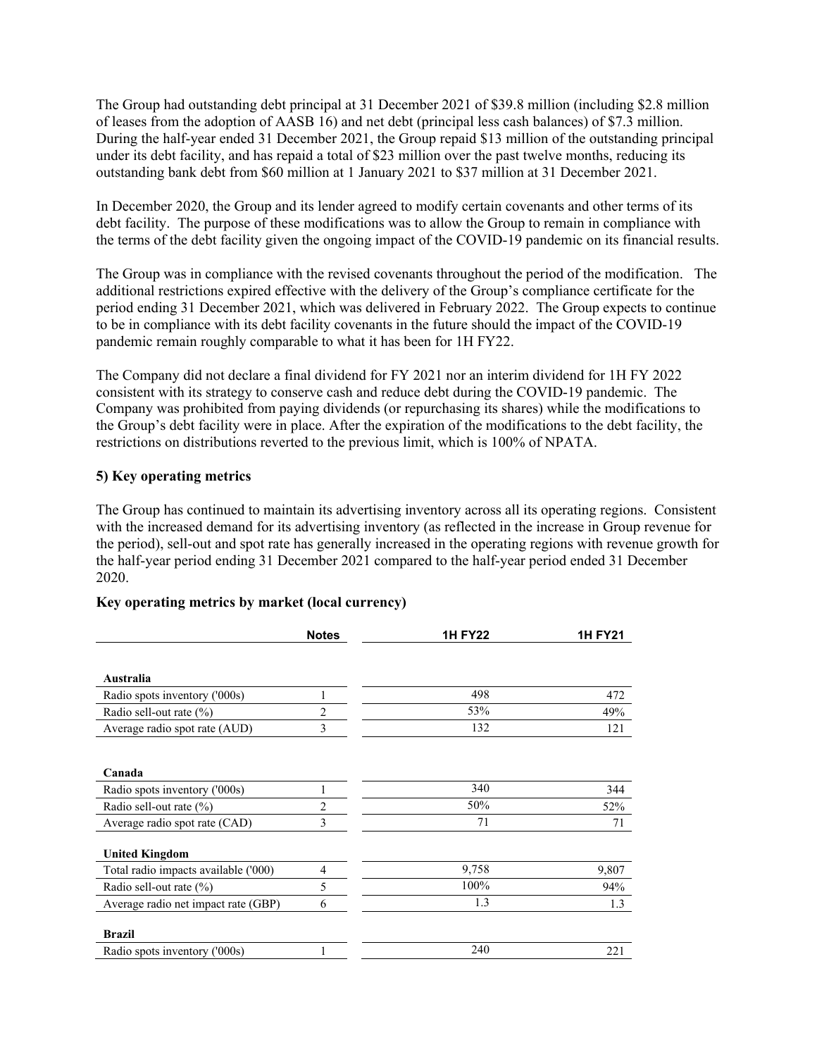The Group had outstanding debt principal at 31 December 2021 of $39.8 million (including $2.8 million of leases from the adoption of AASB 16) and net debt (principal less cash balances) of $7.3 million. During the half-year ended 31 December 2021, the Group repaid $13 million of the outstanding principal under its debt facility, and has repaid a total of $23 million over the past twelve months, reducing its outstanding bank debt from $60 million at 1 January 2021 to $37 million at 31 December 2021.

In December 2020, the Group and its lender agreed to modify certain covenants and other terms of its debt facility. The purpose of these modifications was to allow the Group to remain in compliance with the terms of the debt facility given the ongoing impact of the COVID-19 pandemic on its financial results.

The Group was in compliance with the revised covenants throughout the period of the modification. The additional restrictions expired effective with the delivery of the Group's compliance certificate for the period ending 31 December 2021, which was delivered in February 2022. The Group expects to continue to be in compliance with its debt facility covenants in the future should the impact of the COVID-19 pandemic remain roughly comparable to what it has been for 1H FY22.

The Company did not declare a final dividend for FY 2021 nor an interim dividend for 1H FY 2022 consistent with its strategy to conserve cash and reduce debt during the COVID-19 pandemic. The Company was prohibited from paying dividends (or repurchasing its shares) while the modifications to the Group's debt facility were in place. After the expiration of the modifications to the debt facility, the restrictions on distributions reverted to the previous limit, which is 100% of NPATA.

### 5) Key operating metrics

The Group has continued to maintain its advertising inventory across all its operating regions. Consistent with the increased demand for its advertising inventory (as reflected in the increase in Group revenue for the period), sell-out and spot rate has generally increased in the operating regions with revenue growth for the half-year period ending 31 December 2021 compared to the half-year period ended 31 December 2020.

**Key operating metrics by market (local currency)**

| | Notes | 1H FY22 | 1H FY21 |
|---|---|---|---|
| **Australia** | | | |
| Radio spots inventory ('000s) | 1 | 498 | 472 |
| Radio sell-out rate (%) | 2 | 53% | 49% |
| Average radio spot rate (AUD) | 3 | 132 | 121 |
| **Canada** | | | |
| Radio spots inventory ('000s) | 1 | 340 | 344 |
| Radio sell-out rate (%) | 2 | 50% | 52% |
| Average radio spot rate (CAD) | 3 | 71 | 71 |
| **United Kingdom** | | | |
| Total radio impacts available ('000) | 4 | 9,758 | 9,807 |
| Radio sell-out rate (%) | 5 | 100% | 94% |
| Average radio net impact rate (GBP) | 6 | 1.3 | 1.3 |
| **Brazil** | | | |
| Radio spots inventory ('000s) | 1 | 240 | 221 |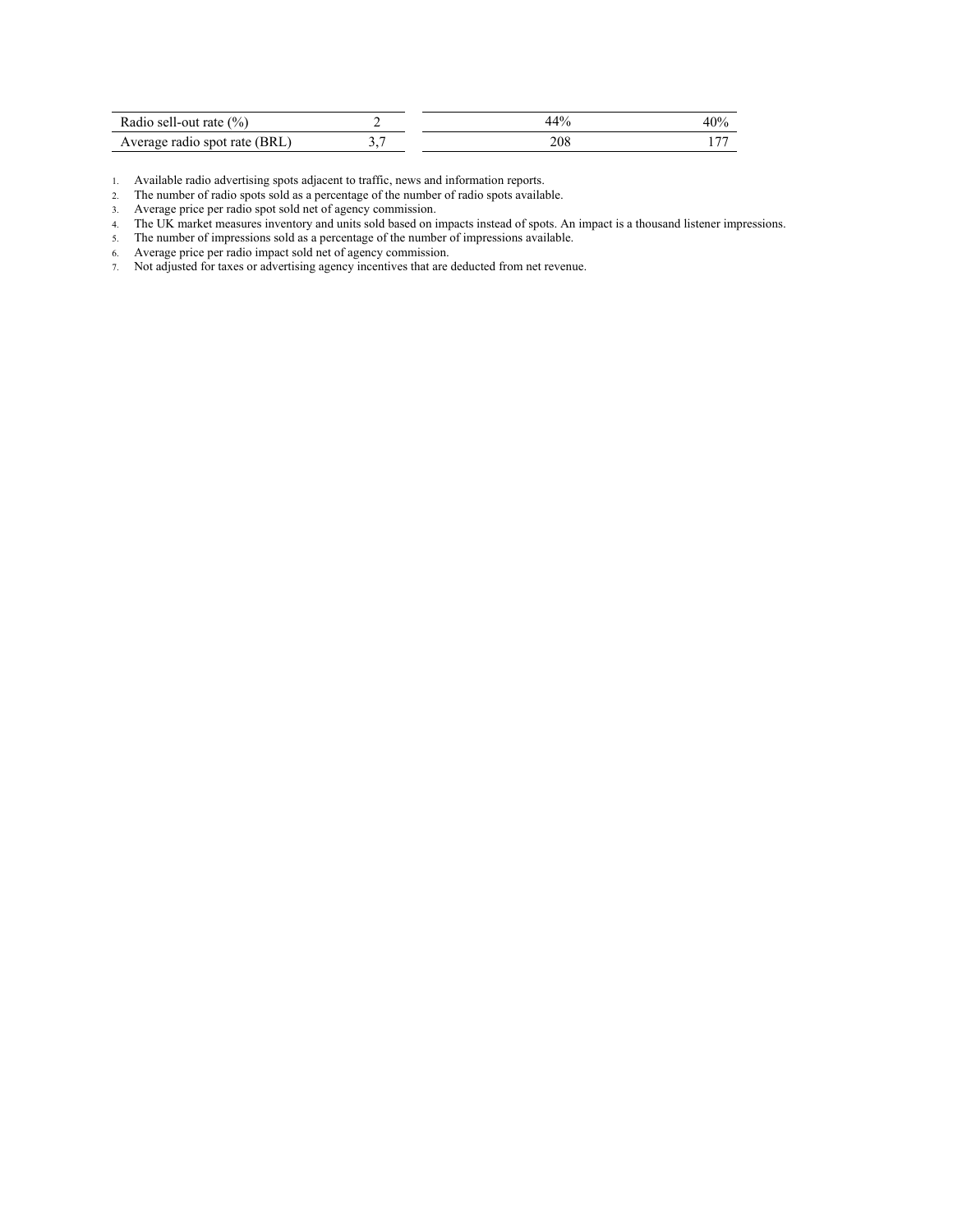| Radio sell-out rate (%) | 2 | 44% | 40% |
|---|---|---|---|
| Average radio spot rate (BRL) | 3,7 | 208 | 177 |

1. Available radio advertising spots adjacent to traffic, news and information reports.
2. The number of radio spots sold as a percentage of the number of radio spots available.
3. Average price per radio spot sold net of agency commission.
4. The UK market measures inventory and units sold based on impacts instead of spots. An impact is a thousand listener impressions.
5. The number of impressions sold as a percentage of the number of impressions available.
6. Average price per radio impact sold net of agency commission.
7. Not adjusted for taxes or advertising agency incentives that are deducted from net revenue.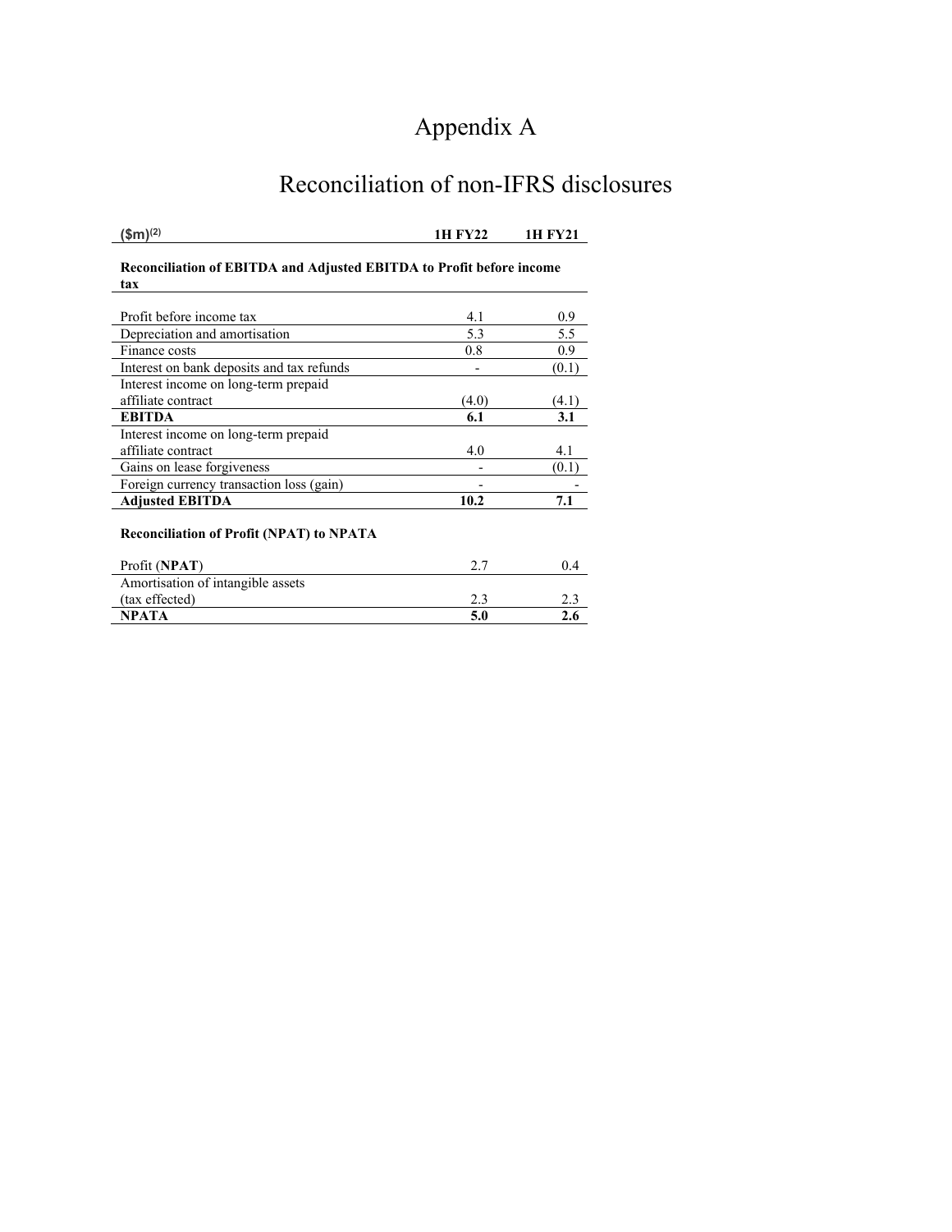# Appendix A

## Reconciliation of non-IFRS disclosures

| ($m)[2] | 1H FY22 | 1H FY21 |
|---|---|---|
| **Reconciliation of EBITDA and Adjusted EBITDA to Profit before income tax** | | |
| Profit before income tax | 4.1 | 0.9 |
| Depreciation and amortisation | 5.3 | 5.5 |
| Finance costs | 0.8 | 0.9 |
| Interest on bank deposits and tax refunds | - | (0.1) |
| Interest income on long-term prepaid affiliate contract | (4.0) | (4.1) |
| **EBITDA** | **6.1** | **3.1** |
| Interest income on long-term prepaid affiliate contract | 4.0 | 4.1 |
| Gains on lease forgiveness | - | (0.1) |
| Foreign currency transaction loss (gain) | - | - |
| **Adjusted EBITDA** | **10.2** | **7.1** |
| **Reconciliation of Profit (NPAT) to NPATA** | | |
| Profit (**NPAT**) | 2.7 | 0.4 |
| Amortisation of intangible assets (tax effected) | 2.3 | 2.3 |
| **NPATA** | **5.0** | **2.6** |